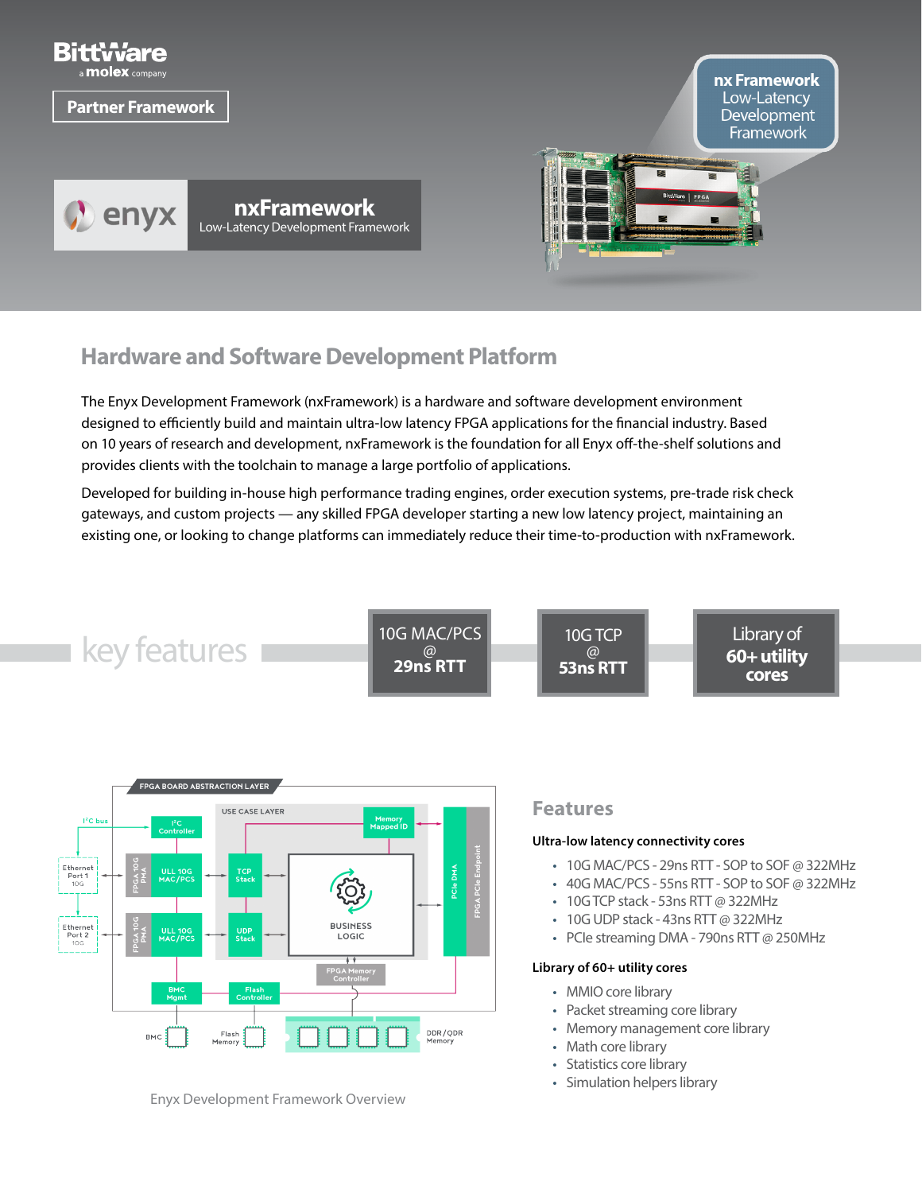BittWare
a molex company

Partner Framework

enyx

**nxFramework**
Low-Latency Development Framework

**nx Framework**
Low-Latency Development Framework

## Hardware and Software Development Platform

The Enyx Development Framework (nxFramework) is a hardware and software development environment designed to efficiently build and maintain ultra-low latency FPGA applications for the financial industry. Based on 10 years of research and development, nxFramework is the foundation for all Enyx off-the-shelf solutions and provides clients with the toolchain to manage a large portfolio of applications.

Developed for building in-house high performance trading engines, order execution systems, pre-trade risk check gateways, and custom projects — any skilled FPGA developer starting a new low latency project, maintaining an existing one, or looking to change platforms can immediately reduce their time-to-production with nxFramework.

## key features

- 10G MAC/PCS @ **29ns RTT**
- 10G TCP @ **53ns RTT**
- Library of **60+ utility cores**

Enyx Development Framework Overview

## Features

### Ultra-low latency connectivity cores

- 10G MAC/PCS - 29ns RTT - SOP to SOF @ 322MHz
- 40G MAC/PCS - 55ns RTT - SOP to SOF @ 322MHz
- 10G TCP stack - 53ns RTT @ 322MHz
- 10G UDP stack - 43ns RTT @ 322MHz
- PCIe streaming DMA - 790ns RTT @ 250MHz

### Library of 60+ utility cores

- MMIO core library
- Packet streaming core library
- Memory management core library
- Math core library
- Statistics core library
- Simulation helpers library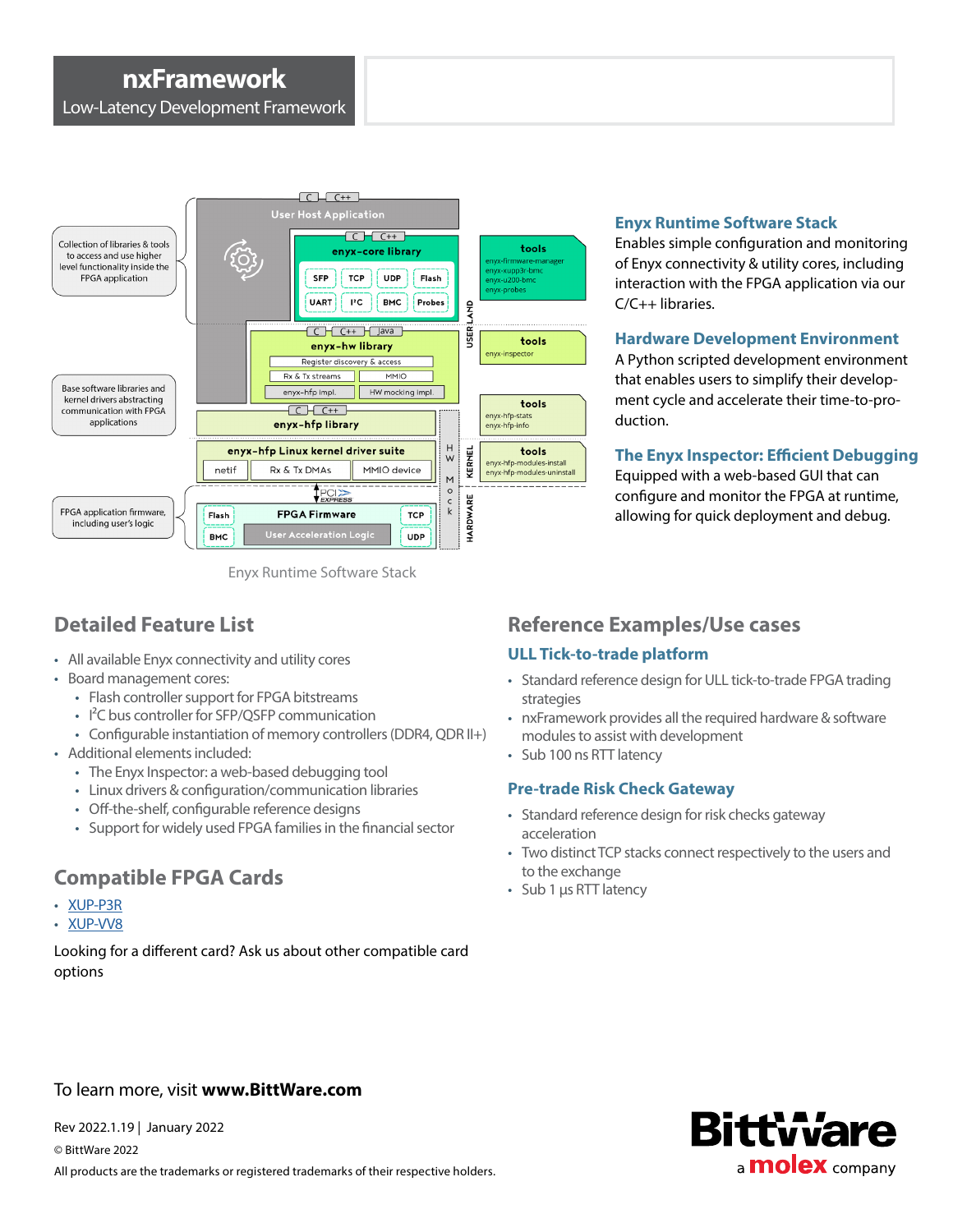# nxFramework

Low-Latency Development Framework

Enyx Runtime Software Stack

### Enyx Runtime Software Stack

Enables simple configuration and monitoring of Enyx connectivity & utility cores, including interaction with the FPGA application via our C/C++ libraries.

### Hardware Development Environment

A Python scripted development environment that enables users to simplify their development cycle and accelerate their time-to-production.

### The Enyx Inspector: Efficient Debugging

Equipped with a web-based GUI that can configure and monitor the FPGA at runtime, allowing for quick deployment and debug.

## Detailed Feature List

- All available Enyx connectivity and utility cores
- Board management cores:
  - Flash controller support for FPGA bitstreams
  - $I^2C$ bus controller for SFP/QSFP communication
  - Configurable instantiation of memory controllers (DDR4, QDR II+)
- Additional elements included:
  - The Enyx Inspector: a web-based debugging tool
  - Linux drivers & configuration/communication libraries
  - Off-the-shelf, configurable reference designs
  - Support for widely used FPGA families in the financial sector

## Compatible FPGA Cards

- XUP-P3R
- XUP-VV8

Looking for a different card? Ask us about other compatible card options

## Reference Examples/Use cases

### ULL Tick-to-trade platform

- Standard reference design for ULL tick-to-trade FPGA trading strategies
- nxFramework provides all the required hardware & software modules to assist with development
- Sub 100 ns RTT latency

### Pre-trade Risk Check Gateway

- Standard reference design for risk checks gateway acceleration
- Two distinct TCP stacks connect respectively to the users and to the exchange
- Sub 1 µs RTT latency

To learn more, visit **www.BittWare.com**

Rev 2022.1.19 | January 2022

© BittWare 2022

All products are the trademarks or registered trademarks of their respective holders.